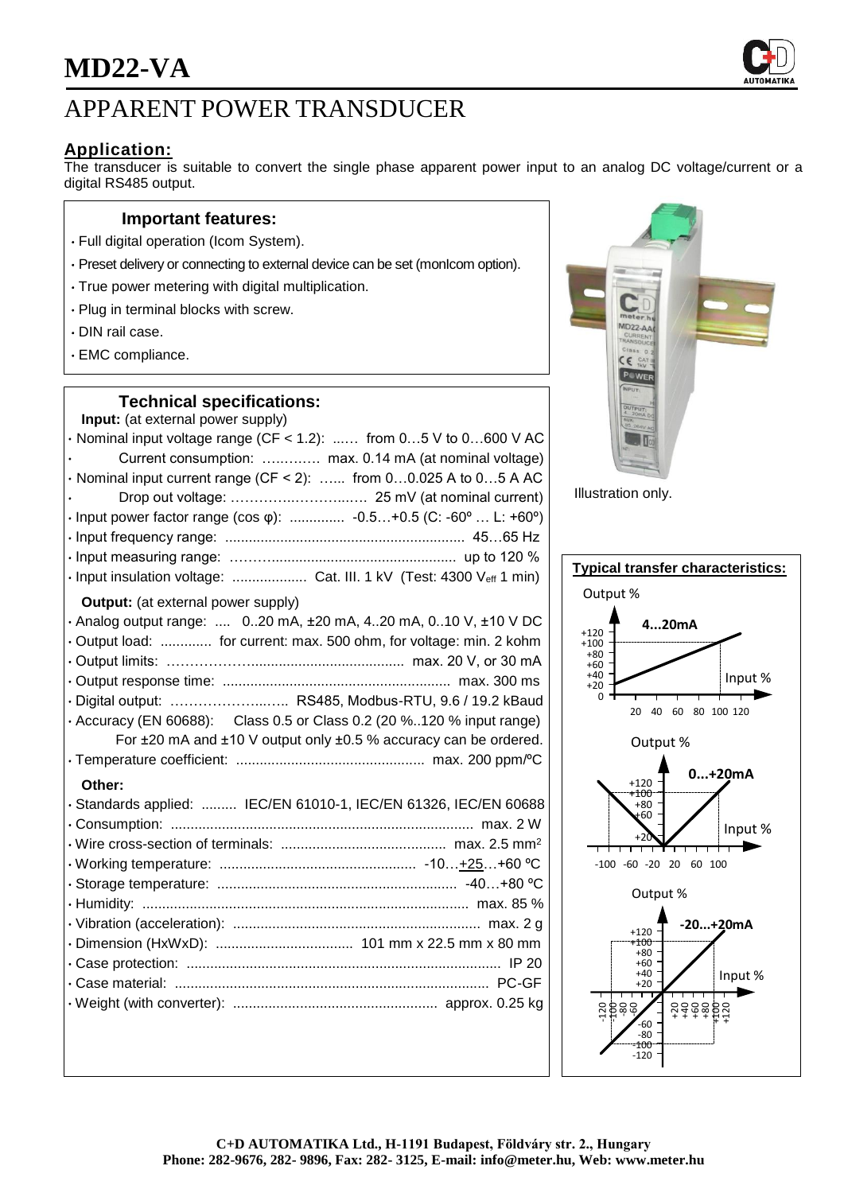# MD22-VA

## APPARENT POWER TRANSDUCER

### Application:

The transducer is suitable to convert the single phase apparent power input to an analog DC voltage/current or a digital RS485 output.

### Important features:

- Full digital operation (Icom System).
- Preset delivery or connecting to external device can be set (monIcom option).
- True power metering with digital multiplication.
- Plug in terminal blocks with screw.
- DIN rail case.
- EMC compliance.

Illustration only.

### Technical specifications:

**Input:** (at external power supply)

- Nominal input voltage range (CF < 1.2): ...... from 0…5 V to 0…600 V AC
- Current consumption: ………… max. 0.14 mA (at nominal voltage)
- Nominal input current range (CF < 2): …... from 0…0.025 A to 0…5 A AC
- Drop out voltage: ………………………… 25 mV (at nominal current)
- Input power factor range (cos φ): .............. -0.5…+0.5 (C: -60º … L: +60º)
- Input frequency range: ............................................................ 45…65 Hz
- Input measuring range: ………................................................ up to 120 %
- Input insulation voltage: ................... Cat. III. 1 kV (Test: 4300 $V_{eff}$ 1 min)

**Output:** (at external power supply)

- Analog output range: .... 0..20 mA, ±20 mA, 4..20 mA, 0..10 V, ±10 V DC
- Output load: ............. for current: max. 500 ohm, for voltage: min. 2 kohm
- Output limits: ……………….................................... max. 20 V, or 30 mA
- Output response time: .......................................................... max. 300 ms
- Digital output: ……………….….. RS485, Modbus-RTU, 9.6 / 19.2 kBaud
- Accuracy (EN 60688): Class 0.5 or Class 0.2 (20 %..120 % input range) For ±20 mA and ±10 V output only ±0.5 % accuracy can be ordered.
- Temperature coefficient: ................................................ max. 200 ppm/ºC

**Other:**

- Standards applied: ......... IEC/EN 61010-1, IEC/EN 61326, IEC/EN 60688
- Consumption: ............................................................................ max. 2 W
- Wire cross-section of terminals: .......................................... max. 2.5 mm²
- Working temperature: .................................................. -10…+25…+60 ºC
- Storage temperature: ............................................................. -40…+80 ºC
- Humidity: .................................................................................. max. 85 %
- Vibration (acceleration): ............................................................... max. 2 g
- Dimension (HxWxD): ................................... 101 mm x 22.5 mm x 80 mm
- Case protection: ................................................................................ IP 20
- Case material: ................................................................................ PC-GF
- Weight (with converter): ................................................... approx. 0.25 kg

### Typical transfer characteristics:

4...20mA

0...+20mA

-20...+20mA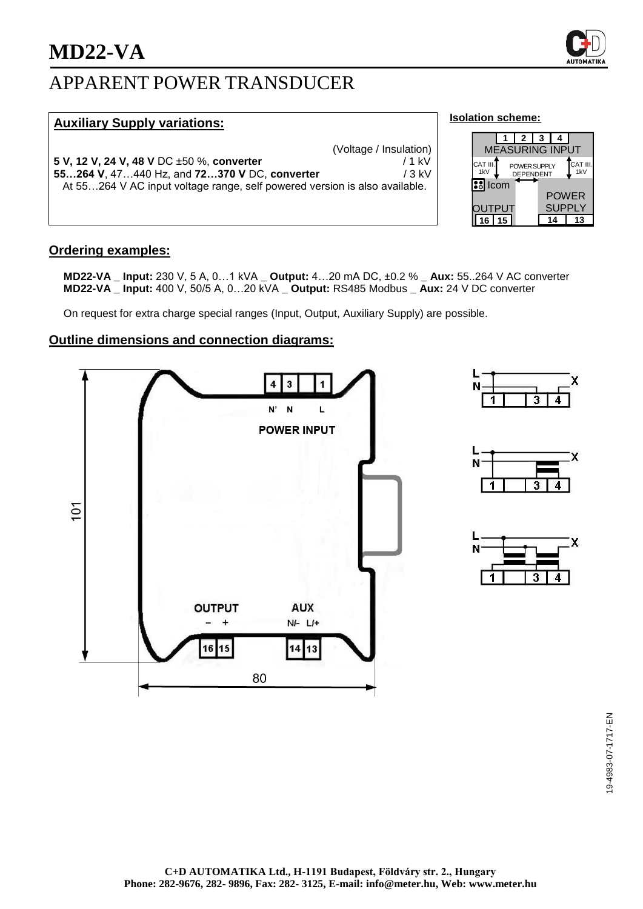# MD22-VA

## APPARENT POWER TRANSDUCER

### Auxiliary Supply variations:

(Voltage / Insulation)

**5 V, 12 V, 24 V, 48 V** DC ±50 %, **converter** / 1 kV

**55…264 V**, 47…440 Hz, and **72…370 V** DC, **converter** / 3 kV

At 55…264 V AC input voltage range, self powered version is also available.

**Isolation scheme:**

1 2 3 4
MEASURING INPUT
CAT III. 1kV
POWER SUPPLY DEPENDENT
CAT III. 1kV
Icom
OUTPUT
16 15
POWER SUPPLY
14 13

### Ordering examples:

**MD22-VA _ Input:** 230 V, 5 A, 0…1 kVA _ **Output:** 4…20 mA DC, ±0.2 % _ **Aux:** 55..264 V AC converter
**MD22-VA _ Input:** 400 V, 50/5 A, 0…20 kVA _ **Output:** RS485 Modbus _ **Aux:** 24 V DC converter

On request for extra charge special ranges (Input, Output, Auxiliary Supply) are possible.

### Outline dimensions and connection diagrams:

4 3 1
N' N L
POWER INPUT

OUTPUT
– +
16 15

AUX
N/- L/+
14 13

101

80

L
N
X
1 3 4

L
N
X
1 3 4

L
N
X
1 3 4

19-4983-07-1717-EN

**C+D AUTOMATIKA Ltd., H-1191 Budapest, Földváry str. 2., Hungary**
**Phone: 282-9676, 282- 9896, Fax: 282- 3125, E-mail: info@meter.hu, Web: www.meter.hu**